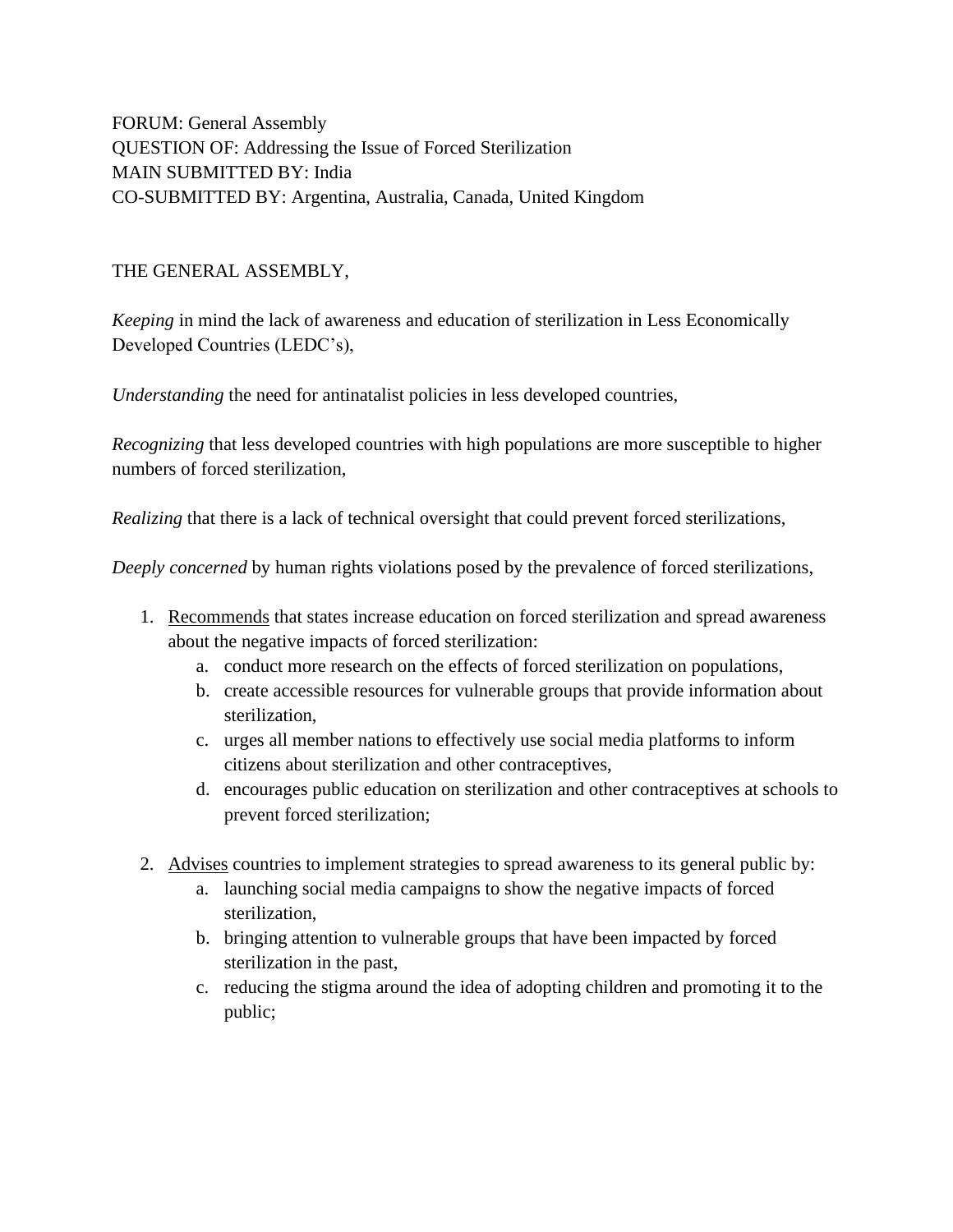FORUM: General Assembly
QUESTION OF: Addressing the Issue of Forced Sterilization
MAIN SUBMITTED BY: India
CO-SUBMITTED BY: Argentina, Australia, Canada, United Kingdom

THE GENERAL ASSEMBLY,

*Keeping* in mind the lack of awareness and education of sterilization in Less Economically Developed Countries (LEDC's),

*Understanding* the need for antinatalist policies in less developed countries,

*Recognizing* that less developed countries with high populations are more susceptible to higher numbers of forced sterilization,

*Realizing* that there is a lack of technical oversight that could prevent forced sterilizations,

*Deeply concerned* by human rights violations posed by the prevalence of forced sterilizations,

1. <u>Recommends</u> that states increase education on forced sterilization and spread awareness about the negative impacts of forced sterilization:
    a. conduct more research on the effects of forced sterilization on populations,
    b. create accessible resources for vulnerable groups that provide information about sterilization,
    c. urges all member nations to effectively use social media platforms to inform citizens about sterilization and other contraceptives,
    d. encourages public education on sterilization and other contraceptives at schools to prevent forced sterilization;

2. <u>Advises</u> countries to implement strategies to spread awareness to its general public by:
    a. launching social media campaigns to show the negative impacts of forced sterilization,
    b. bringing attention to vulnerable groups that have been impacted by forced sterilization in the past,
    c. reducing the stigma around the idea of adopting children and promoting it to the public;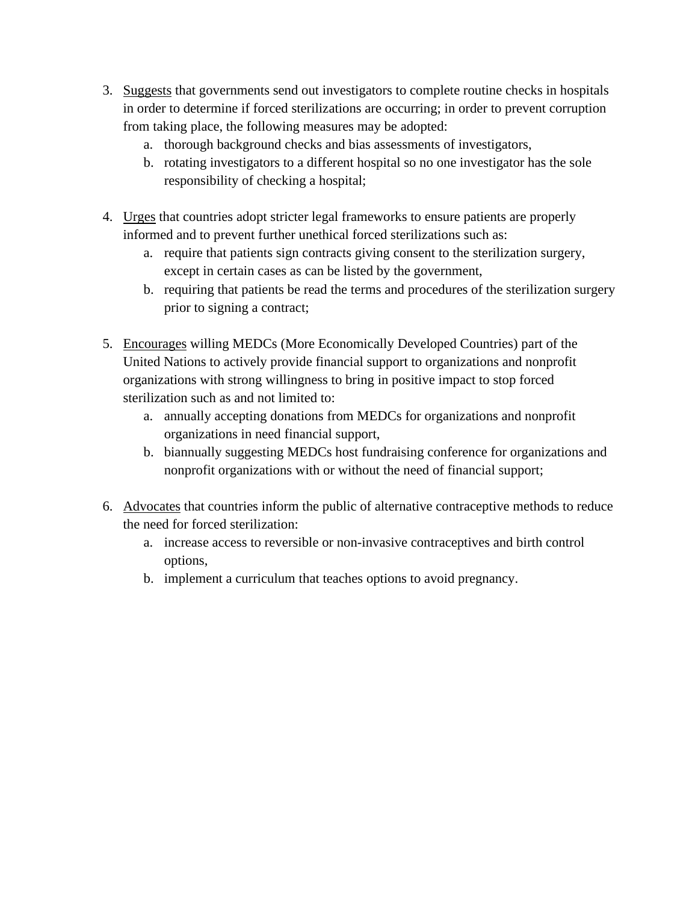3. <u>Suggests</u> that governments send out investigators to complete routine checks in hospitals in order to determine if forced sterilizations are occurring; in order to prevent corruption from taking place, the following measures may be adopted:
    a. thorough background checks and bias assessments of investigators,
    b. rotating investigators to a different hospital so no one investigator has the sole responsibility of checking a hospital;

4. <u>Urges</u> that countries adopt stricter legal frameworks to ensure patients are properly informed and to prevent further unethical forced sterilizations such as:
    a. require that patients sign contracts giving consent to the sterilization surgery, except in certain cases as can be listed by the government,
    b. requiring that patients be read the terms and procedures of the sterilization surgery prior to signing a contract;

5. <u>Encourages</u> willing MEDCs (More Economically Developed Countries) part of the United Nations to actively provide financial support to organizations and nonprofit organizations with strong willingness to bring in positive impact to stop forced sterilization such as and not limited to:
    a. annually accepting donations from MEDCs for organizations and nonprofit organizations in need financial support,
    b. biannually suggesting MEDCs host fundraising conference for organizations and nonprofit organizations with or without the need of financial support;

6. <u>Advocates</u> that countries inform the public of alternative contraceptive methods to reduce the need for forced sterilization:
    a. increase access to reversible or non-invasive contraceptives and birth control options,
    b. implement a curriculum that teaches options to avoid pregnancy.